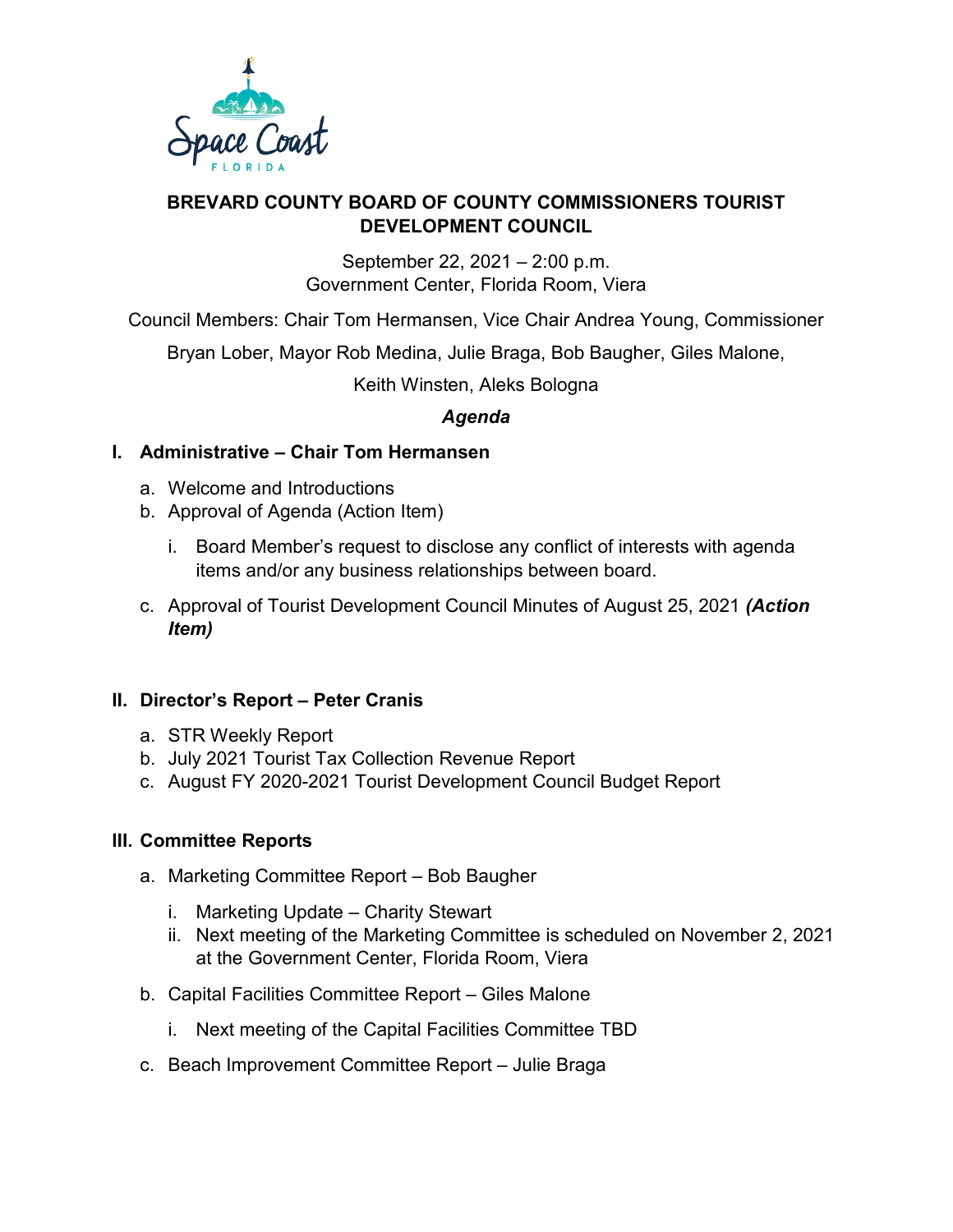# BREVARD COUNTY BOARD OF COUNTY COMMISSIONERS TOURIST DEVELOPMENT COUNCIL

September 22, 2021 – 2:00 p.m.
Government Center, Florida Room, Viera

Council Members: Chair Tom Hermansen, Vice Chair Andrea Young, Commissioner Bryan Lober, Mayor Rob Medina, Julie Braga, Bob Baugher, Giles Malone, Keith Winsten, Aleks Bologna

***Agenda***

## I. Administrative – Chair Tom Hermansen

a. Welcome and Introductions
b. Approval of Agenda (Action Item)
   i. Board Member's request to disclose any conflict of interests with agenda items and/or any business relationships between board.
c. Approval of Tourist Development Council Minutes of August 25, 2021 ***(Action Item)***

## II. Director's Report – Peter Cranis

a. STR Weekly Report
b. July 2021 Tourist Tax Collection Revenue Report
c. August FY 2020-2021 Tourist Development Council Budget Report

## III. Committee Reports

a. Marketing Committee Report – Bob Baugher
   i. Marketing Update – Charity Stewart
   ii. Next meeting of the Marketing Committee is scheduled on November 2, 2021 at the Government Center, Florida Room, Viera
b. Capital Facilities Committee Report – Giles Malone
   i. Next meeting of the Capital Facilities Committee TBD
c. Beach Improvement Committee Report – Julie Braga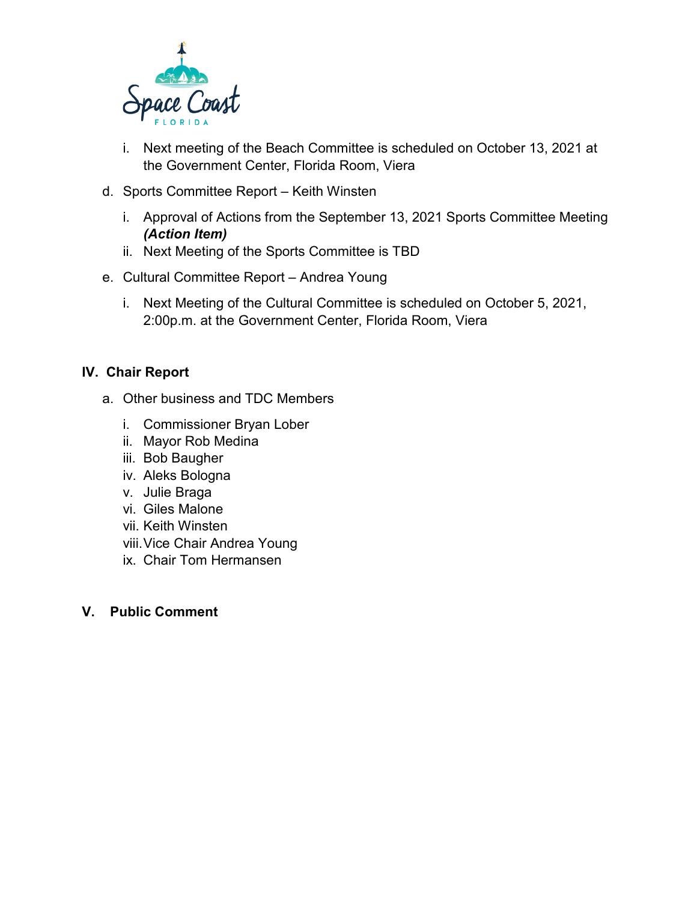i. Next meeting of the Beach Committee is scheduled on October 13, 2021 at the Government Center, Florida Room, Viera

d. Sports Committee Report – Keith Winsten

   i. Approval of Actions from the September 13, 2021 Sports Committee Meeting ***(Action Item)***
   ii. Next Meeting of the Sports Committee is TBD

e. Cultural Committee Report – Andrea Young

   i. Next Meeting of the Cultural Committee is scheduled on October 5, 2021, 2:00p.m. at the Government Center, Florida Room, Viera

## IV. Chair Report

a. Other business and TDC Members

   i. Commissioner Bryan Lober
   ii. Mayor Rob Medina
   iii. Bob Baugher
   iv. Aleks Bologna
   v. Julie Braga
   vi. Giles Malone
   vii. Keith Winsten
   viii. Vice Chair Andrea Young
   ix. Chair Tom Hermansen

## V. Public Comment